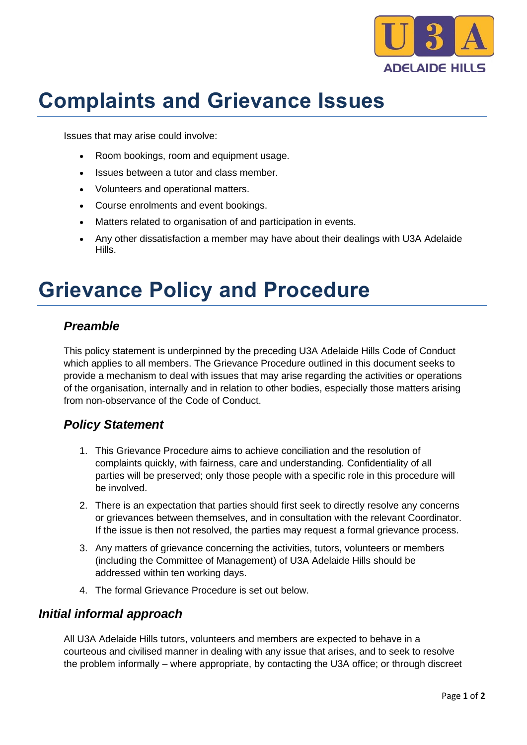# Complaints and Grievance Issues

Issues that may arise could involve:

- Room bookings, room and equipment usage.
- Issues between a tutor and class member.
- Volunteers and operational matters.
- Course enrolments and event bookings.
- Matters related to organisation of and participation in events.
- Any other dissatisfaction a member may have about their dealings with U3A Adelaide Hills.

# Grievance Policy and Procedure

### *Preamble*

This policy statement is underpinned by the preceding U3A Adelaide Hills Code of Conduct which applies to all members. The Grievance Procedure outlined in this document seeks to provide a mechanism to deal with issues that may arise regarding the activities or operations of the organisation, internally and in relation to other bodies, especially those matters arising from non-observance of the Code of Conduct.

### *Policy Statement*

1. This Grievance Procedure aims to achieve conciliation and the resolution of complaints quickly, with fairness, care and understanding. Confidentiality of all parties will be preserved; only those people with a specific role in this procedure will be involved.
2. There is an expectation that parties should first seek to directly resolve any concerns or grievances between themselves, and in consultation with the relevant Coordinator. If the issue is then not resolved, the parties may request a formal grievance process.
3. Any matters of grievance concerning the activities, tutors, volunteers or members (including the Committee of Management) of U3A Adelaide Hills should be addressed within ten working days.
4. The formal Grievance Procedure is set out below.

### *Initial informal approach*

All U3A Adelaide Hills tutors, volunteers and members are expected to behave in a courteous and civilised manner in dealing with any issue that arises, and to seek to resolve the problem informally – where appropriate, by contacting the U3A office; or through discreet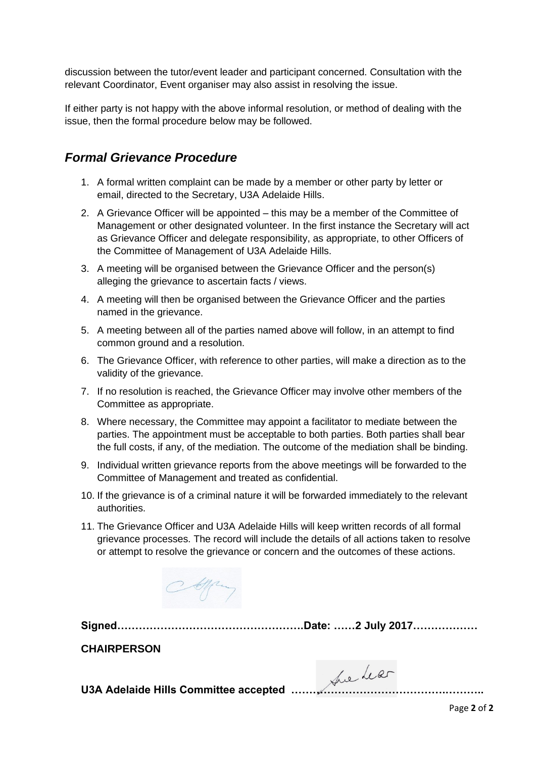discussion between the tutor/event leader and participant concerned. Consultation with the relevant Coordinator, Event organiser may also assist in resolving the issue.

If either party is not happy with the above informal resolution, or method of dealing with the issue, then the formal procedure below may be followed.

## *Formal Grievance Procedure*

1. A formal written complaint can be made by a member or other party by letter or email, directed to the Secretary, U3A Adelaide Hills.
2. A Grievance Officer will be appointed – this may be a member of the Committee of Management or other designated volunteer. In the first instance the Secretary will act as Grievance Officer and delegate responsibility, as appropriate, to other Officers of the Committee of Management of U3A Adelaide Hills.
3. A meeting will be organised between the Grievance Officer and the person(s) alleging the grievance to ascertain facts / views.
4. A meeting will then be organised between the Grievance Officer and the parties named in the grievance.
5. A meeting between all of the parties named above will follow, in an attempt to find common ground and a resolution.
6. The Grievance Officer, with reference to other parties, will make a direction as to the validity of the grievance.
7. If no resolution is reached, the Grievance Officer may involve other members of the Committee as appropriate.
8. Where necessary, the Committee may appoint a facilitator to mediate between the parties. The appointment must be acceptable to both parties. Both parties shall bear the full costs, if any, of the mediation. The outcome of the mediation shall be binding.
9. Individual written grievance reports from the above meetings will be forwarded to the Committee of Management and treated as confidential.
10. If the grievance is of a criminal nature it will be forwarded immediately to the relevant authorities.
11. The Grievance Officer and U3A Adelaide Hills will keep written records of all formal grievance processes. The record will include the details of all actions taken to resolve or attempt to resolve the grievance or concern and the outcomes of these actions.

**Signed…………………………………………….Date: ……2 July 2017………………**

**CHAIRPERSON**

**U3A Adelaide Hills Committee accepted ……………………………………………..**